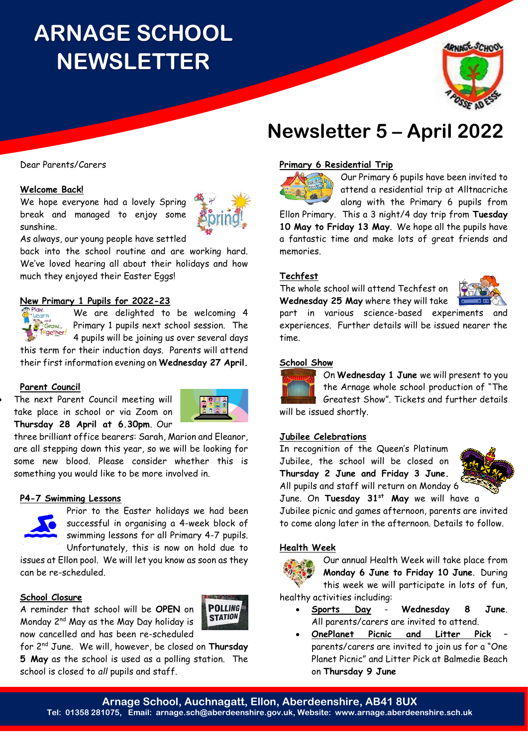# ARNAGE SCHOOL NEWSLETTER

## Newsletter 5 – April 2022

Dear Parents/Carers

### Welcome Back!

We hope everyone had a lovely Spring break and managed to enjoy some sunshine.

As always, our young people have settled back into the school routine and are working hard. We've loved hearing all about their holidays and how much they enjoyed their Easter Eggs!

### New Primary 1 Pupils for 2022-23

We are delighted to be welcoming 4 Primary 1 pupils next school session. The 4 pupils will be joining us over several days this term for their induction days. Parents will attend their first information evening on **Wednesday 27 April.**

### Parent Council

- The next Parent Council meeting will take place in school or via Zoom on **Thursday 28 April at 6.30pm**. Our three brilliant office bearers: Sarah, Marion and Eleanor, are all stepping down this year, so we will be looking for some new blood. Please consider whether this is something you would like to be more involved in.

### P4-7 Swimming Lessons

Prior to the Easter holidays we had been successful in organising a 4-week block of swimming lessons for all Primary 4-7 pupils. Unfortunately, this is now on hold due to issues at Ellon pool. We will let you know as soon as they can be re-scheduled.

### School Closure

A reminder that school will be **OPEN** on Monday 2nd May as the May Day holiday is now cancelled and has been re-scheduled for 2nd June. We will, however, be closed on **Thursday 5 May** as the school is used as a polling station. The school is closed to *all* pupils and staff.

### Primary 6 Residential Trip

Our Primary 6 pupils have been invited to attend a residential trip at Alltnacriche along with the Primary 6 pupils from Ellon Primary. This a 3 night/4 day trip from **Tuesday 10 May to Friday 13 May**. We hope all the pupils have a fantastic time and make lots of great friends and memories.

### Techfest

The whole school will attend Techfest on **Wednesday 25 May** where they will take part in various science-based experiments and experiences. Further details will be issued nearer the time.

### School Show

On **Wednesday 1 June** we will present to you the Arnage whole school production of "The Greatest Show". Tickets and further details will be issued shortly.

### Jubilee Celebrations

In recognition of the Queen's Platinum Jubilee, the school will be closed on **Thursday 2 June and Friday 3 June.** All pupils and staff will return on Monday 6 June. On **Tuesday 31st May** we will have a Jubilee picnic and games afternoon, parents are invited to come along later in the afternoon. Details to follow.

### Health Week

Our annual Health Week will take place from **Monday 6 June to Friday 10 June**. During this week we will participate in lots of fun, healthy activities including:

- <u>Sports Day</u> - **Wednesday 8 June**. All parents/carers are invited to attend.
- <u>OnePlanet Picnic and Litter Pick</u> – parents/carers are invited to join us for a "One Planet Picnic" and Litter Pick at Balmedie Beach on **Thursday 9 June**

**Arnage School, Auchnagatt, Ellon, Aberdeenshire, AB41 8UX**
**Tel: 01358 281075, Email: arnage.sch@aberdeenshire.gov.uk, Website: www.arnage.aberdeenshire.sch.uk**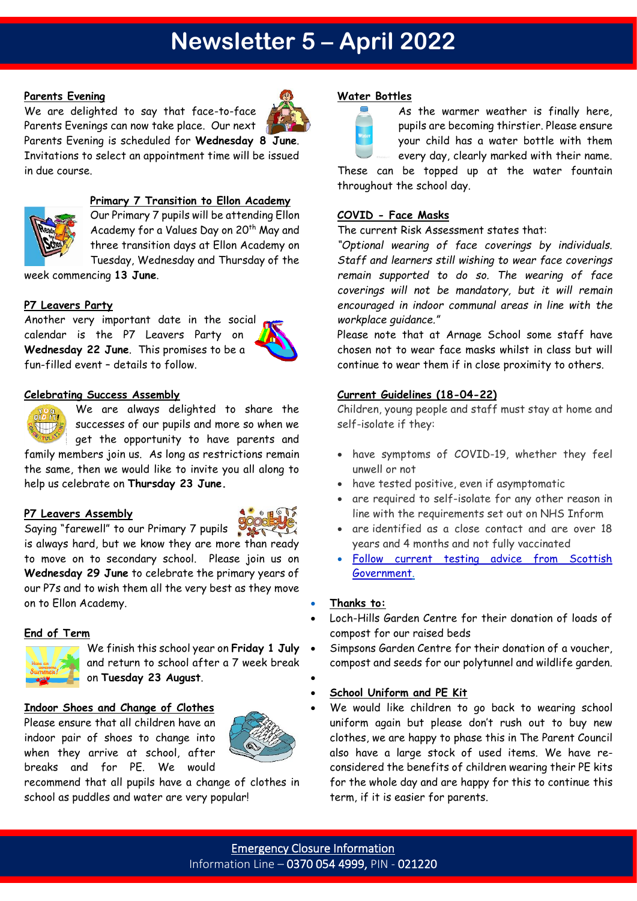# Newsletter 5 – April 2022

## Parents Evening

We are delighted to say that face-to-face Parents Evenings can now take place. Our next Parents Evening is scheduled for **Wednesday 8 June**. Invitations to select an appointment time will be issued in due course.

## Primary 7 Transition to Ellon Academy

Our Primary 7 pupils will be attending Ellon Academy for a Values Day on 20th May and three transition days at Ellon Academy on Tuesday, Wednesday and Thursday of the week commencing **13 June**.

## P7 Leavers Party

Another very important date in the social calendar is the P7 Leavers Party on **Wednesday 22 June**. This promises to be a fun-filled event – details to follow.

## Celebrating Success Assembly

We are always delighted to share the successes of our pupils and more so when we get the opportunity to have parents and family members join us. As long as restrictions remain the same, then we would like to invite you all along to help us celebrate on **Thursday 23 June.**

## P7 Leavers Assembly

Saying "farewell" to our Primary 7 pupils is always hard, but we know they are more than ready to move on to secondary school. Please join us on **Wednesday 29 June** to celebrate the primary years of our P7s and to wish them all the very best as they move on to Ellon Academy.

## End of Term

We finish this school year on **Friday 1 July** and return to school after a 7 week break on **Tuesday 23 August**.

## Indoor Shoes and Change of Clothes

Please ensure that all children have an indoor pair of shoes to change into when they arrive at school, after breaks and for PE. We would recommend that all pupils have a change of clothes in school as puddles and water are very popular!

## Water Bottles

As the warmer weather is finally here, pupils are becoming thirstier. Please ensure your child has a water bottle with them every day, clearly marked with their name. These can be topped up at the water fountain throughout the school day.

## COVID - Face Masks

The current Risk Assessment states that:

*"Optional wearing of face coverings by individuals. Staff and learners still wishing to wear face coverings remain supported to do so. The wearing of face coverings will not be mandatory, but it will remain encouraged in indoor communal areas in line with the workplace guidance."*

Please note that at Arnage School some staff have chosen not to wear face masks whilst in class but will continue to wear them if in close proximity to others.

## Current Guidelines (18-04-22)

Children, young people and staff must stay at home and self-isolate if they:

- have symptoms of COVID-19, whether they feel unwell or not
- have tested positive, even if asymptomatic
- are required to self-isolate for any other reason in line with the requirements set out on NHS Inform
- are identified as a close contact and are over 18 years and 4 months and not fully vaccinated
- Follow current testing advice from Scottish Government.

## Thanks to:

- Loch-Hills Garden Centre for their donation of loads of compost for our raised beds
- Simpsons Garden Centre for their donation of a voucher, compost and seeds for our polytunnel and wildlife garden.

## School Uniform and PE Kit

We would like children to go back to wearing school uniform again but please don't rush out to buy new clothes, we are happy to phase this in The Parent Council also have a large stock of used items. We have re-considered the benefits of children wearing their PE kits for the whole day and are happy for this to continue this term, if it is easier for parents.

---

**Emergency Closure Information**

Information Line – 0370 054 4999, PIN - 021220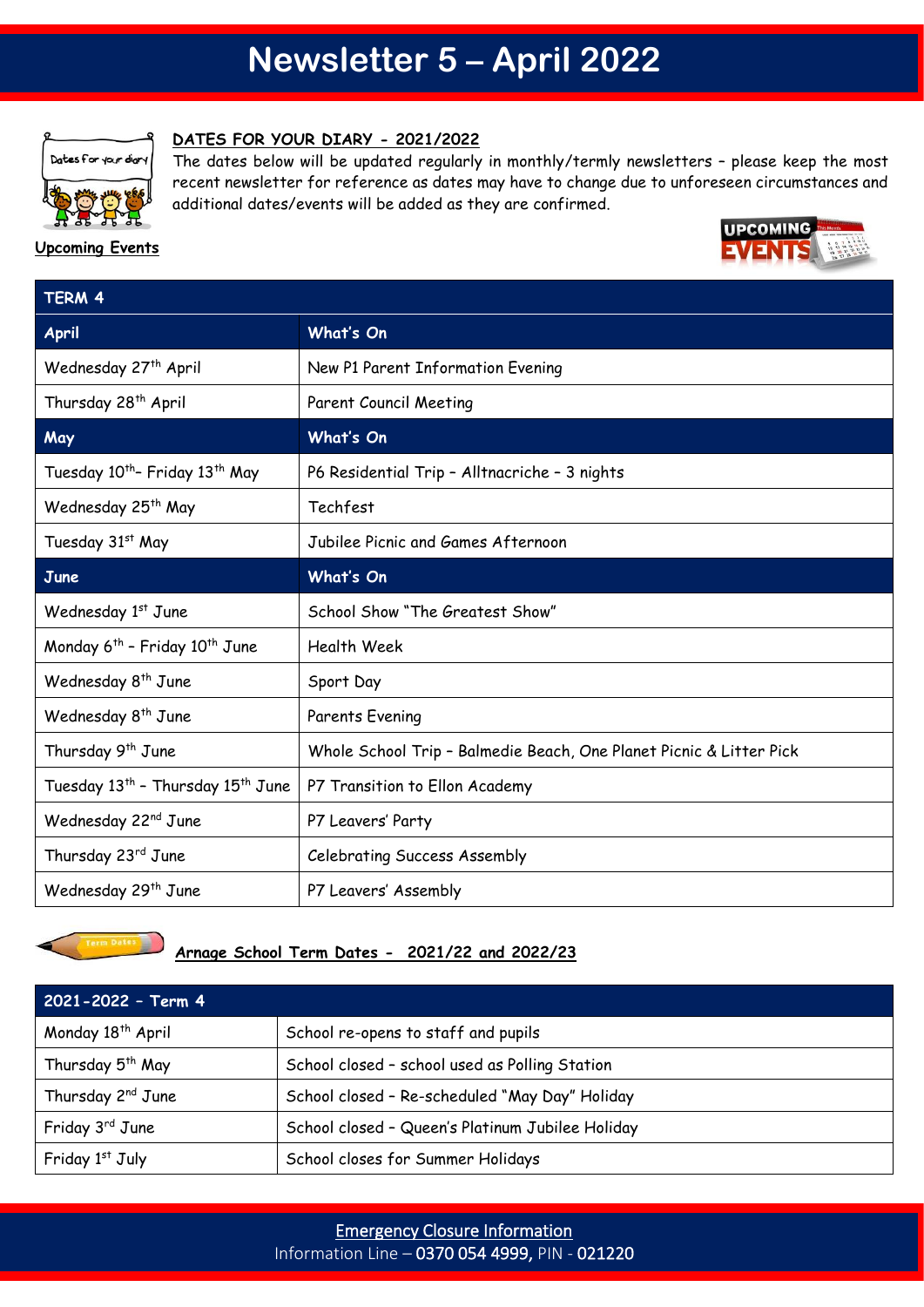# Newsletter 5 – April 2022

## DATES FOR YOUR DIARY - 2021/2022

The dates below will be updated regularly in monthly/termly newsletters – please keep the most recent newsletter for reference as dates may have to change due to unforeseen circumstances and additional dates/events will be added as they are confirmed.

**Upcoming Events**

| TERM 4 | |
|---|---|
| **April** | **What's On** |
| Wednesday 27th April | New P1 Parent Information Evening |
| Thursday 28th April | Parent Council Meeting |
| **May** | **What's On** |
| Tuesday 10th– Friday 13th May | P6 Residential Trip – Alltnacriche – 3 nights |
| Wednesday 25th May | Techfest |
| Tuesday 31st May | Jubilee Picnic and Games Afternoon |
| **June** | **What's On** |
| Wednesday 1st June | School Show "The Greatest Show" |
| Monday 6th – Friday 10th June | Health Week |
| Wednesday 8th June | Sport Day |
| Wednesday 8th June | Parents Evening |
| Thursday 9th June | Whole School Trip – Balmedie Beach, One Planet Picnic & Litter Pick |
| Tuesday 13th – Thursday 15th June | P7 Transition to Ellon Academy |
| Wednesday 22nd June | P7 Leavers' Party |
| Thursday 23rd June | Celebrating Success Assembly |
| Wednesday 29th June | P7 Leavers' Assembly |

## Arnage School Term Dates - 2021/22 and 2022/23

| 2021-2022 – Term 4 | |
|---|---|
| Monday 18th April | School re-opens to staff and pupils |
| Thursday 5th May | School closed – school used as Polling Station |
| Thursday 2nd June | School closed – Re-scheduled "May Day" Holiday |
| Friday 3rd June | School closed – Queen's Platinum Jubilee Holiday |
| Friday 1st July | School closes for Summer Holidays |

**Emergency Closure Information**
Information Line – 0370 054 4999, PIN - 021220